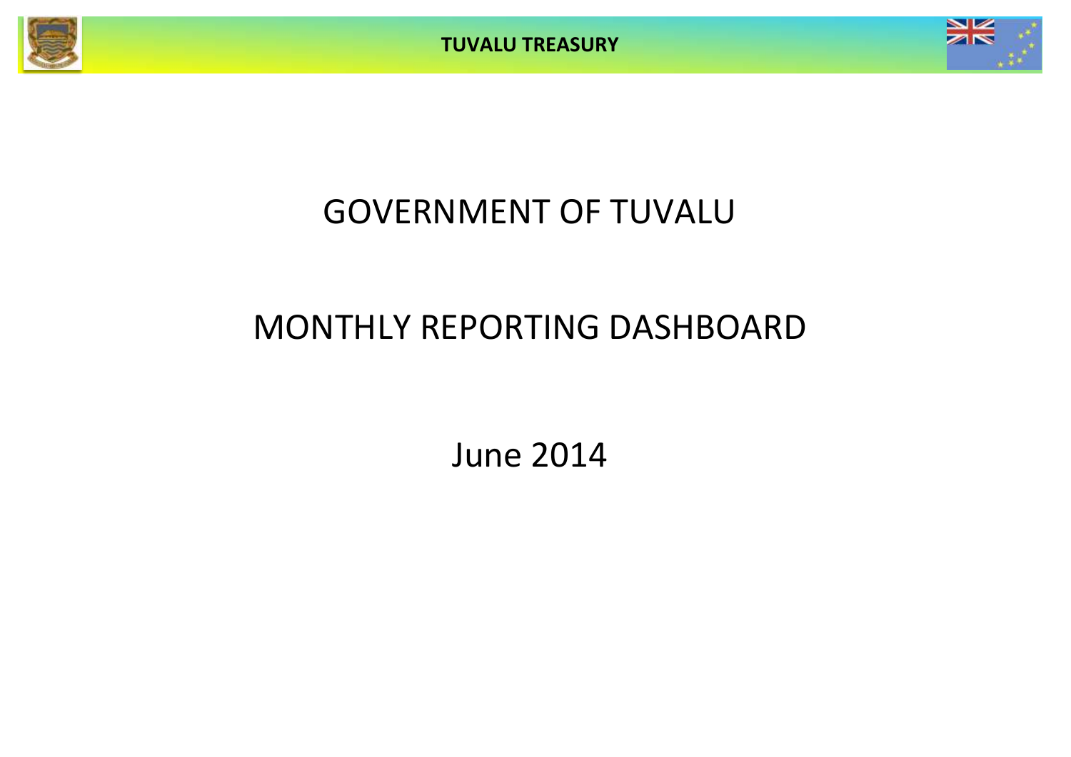# GOVERNMENT OF TUVALU

# MONTHLY REPORTING DASHBOARD

## June 2014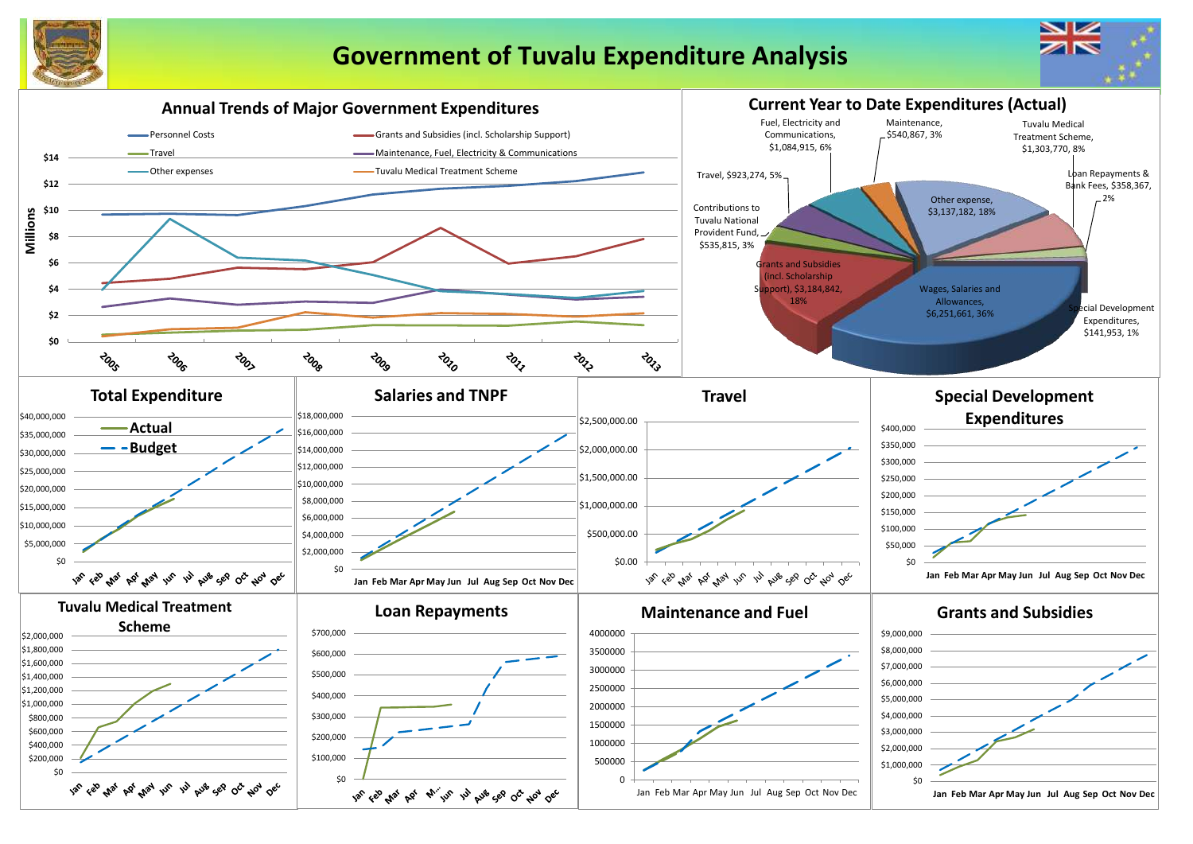# Government of Tuvalu Expenditure Analysis

## Annual Trends of Major Government Expenditures

Millions

- Personnel Costs
- Grants and Subsidies (incl. Scholarship Support)
- Travel
- Maintenance, Fuel, Electricity & Communications
- Other expenses
- Tuvalu Medical Treatment Scheme

$14, $12, $10, $8, $6, $4, $2, $0

2005, 2006, 2007, 2008, 2009, 2010, 2011, 2012, 2013

## Current Year to Date Expenditures (Actual)

- Wages, Salaries and Allowances, $6,251,661, 36%
- Grants and Subsidies (incl. Scholarship Support), $3,184,842, 18%
- Contributions to Tuvalu National Provident Fund, $535,815, 3%
- Travel, $923,274, 5%
- Fuel, Electricity and Communications, $1,084,915, 6%
- Maintenance, $540,867, 3%
- Other expense, $3,137,182, 18%
- Tuvalu Medical Treatment Scheme, $1,303,770, 8%
- Loan Repayments & Bank Fees, $358,367, 2%
- Special Development Expenditures, $141,953, 1%

## Total Expenditure

- Actual
- Budget

$40,000,000, $35,000,000, $30,000,000, $25,000,000, $20,000,000, $15,000,000, $10,000,000, $5,000,000, $0

Jan Feb Mar Apr May Jun Jul Aug Sep Oct Nov Dec

## Salaries and TNPF

$18,000,000, $16,000,000, $14,000,000, $12,000,000, $10,000,000, $8,000,000, $6,000,000, $4,000,000, $2,000,000, $0

Jan Feb Mar Apr May Jun Jul Aug Sep Oct Nov Dec

## Travel

$2,500,000.00, $2,000,000.00, $1,500,000.00, $1,000,000.00, $500,000.00, $0.00

Jan Feb Mar Apr May Jun Jul Aug Sep Oct Nov Dec

## Special Development Expenditures

$400,000, $350,000, $300,000, $250,000, $200,000, $150,000, $100,000, $50,000, $0

Jan Feb Mar Apr May Jun Jul Aug Sep Oct Nov Dec

## Tuvalu Medical Treatment Scheme

$2,000,000, $1,800,000, $1,600,000, $1,400,000, $1,200,000, $1,000,000, $800,000, $600,000, $400,000, $200,000, $0

Jan Feb Mar Apr May Jun Jul Aug Sep Oct Nov Dec

## Loan Repayments

$700,000, $600,000, $500,000, $400,000, $300,000, $200,000, $100,000, $0

Jan Feb Mar Apr M... Jun Jul Aug Sep Oct Nov Dec

## Maintenance and Fuel

4000000, 3500000, 3000000, 2500000, 2000000, 1500000, 1000000, 500000, 0

Jan Feb Mar Apr May Jun Jul Aug Sep Oct Nov Dec

## Grants and Subsidies

$9,000,000, $8,000,000, $7,000,000, $6,000,000, $5,000,000, $4,000,000, $3,000,000, $2,000,000, $1,000,000, $0

Jan Feb Mar Apr May Jun Jul Aug Sep Oct Nov Dec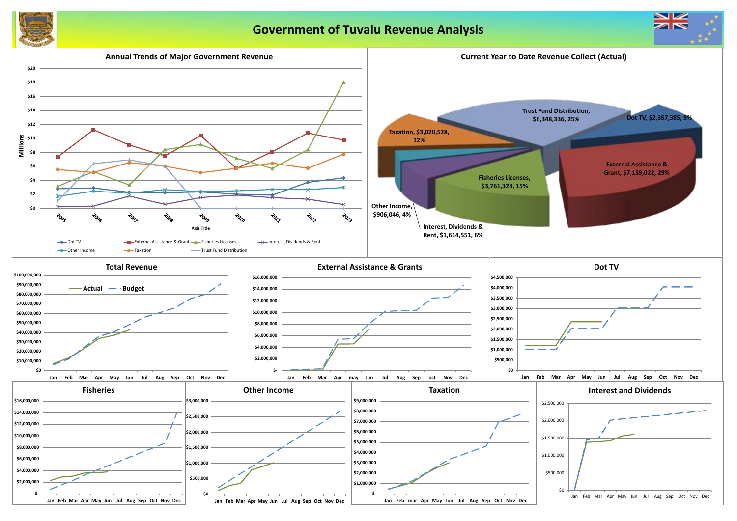# Government of Tuvalu Revenue Analysis

## Annual Trends of Major Government Revenue

Millions

$20, $18, $16, $14, $12, $10, $8, $6, $4, $2, $0

2005, 2006, 2007, 2008, 2009, 2010, 2011, 2012, 2013

Axis Title

Dot TV — External Assistance & Grant — Fisheries Licenses — Interest, Dividends & Rent — Other Income — Taxation — Trust Fund Distribution

## Current Year to Date Revenue Collect (Actual)

- Trust Fund Distribution, $6,348,336, 25%
- Dot TV, $2,357,385, 9%
- External Assistance & Grant, $7,159,022, 29%
- Fisheries Licenses, $3,761,328, 15%
- Interest, Dividends & Rent, $1,614,551, 6%
- Other Income, $906,046, 4%
- Taxation, $3,020,528, 12%

## Total Revenue

Actual — Budget

$100,000,000 … $0

Jan Feb Mar Apr May Jun Jul Aug Sep Oct Nov Dec

## External Assistance & Grants

$16,000,000 … $-

Jan Feb Mar Apr may Jun Jul Aug Sep oct Nov Dec

## Dot TV

$4,500,000 … $0

Jan Feb Mar Apr May Jun Jul Aug Sep Oct Nov Dec

## Fisheries

$16,000,000 … $-

Jan Feb Mar Apr May Jun Jul Aug Sep Oct Nov Dec

## Other Income

$3,000,000 … $0

Jan Feb Mar Apr May Jun Jul Aug Sep Oct Nov Dec

## Taxation

$9,000,000 … $-

Jan Feb mar Apr May Jun Jul Aug Sep Oct Nov Dec

## Interest and Dividends

$2,500,000 … $0

Jan Feb Mar Apr May Jun Jul Aug Sep Oct Nov Dec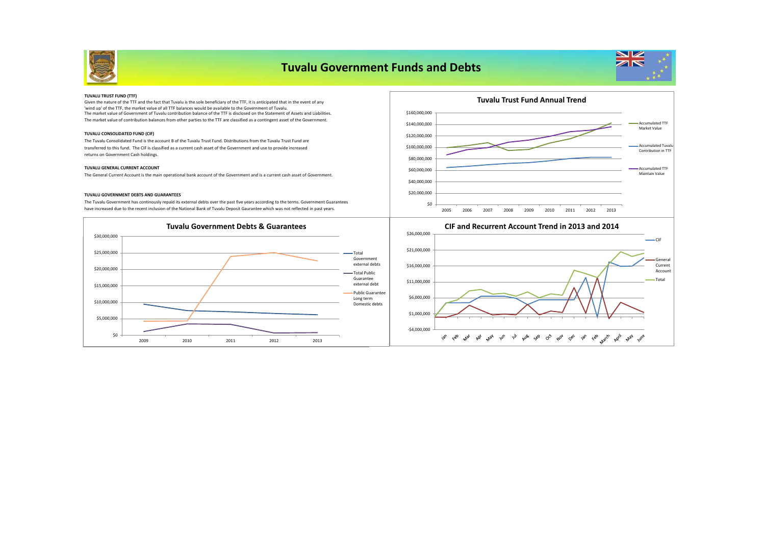# Tuvalu Government Funds and Debts

**TUVALU TRUST FUND (TTF)**

Given the nature of the TTF and the fact that Tuvalu is the sole beneficiary of the TTF, it is anticipated that in the event of any 'wind up' of the TTF, the market value of all TTF balances would be available to the Government of Tuvalu.
The market value of Government of Tuvalu contribution balance of the TTF is disclosed on the Statement of Assets and Liabilities.
The market value of contribution balances from other parties to the TTF are classified as a contingent asset of the Government.

**TUVALU CONSOLIDATED FUND (CIF)**

The Tuvalu Consolidated Fund is the account B of the Tuvalu Trust Fund. Distributions from the Tuvalu Trust Fund are transferred to this fund. The CIF is classified as a current cash asset of the Government and use to provide increased returns on Government Cash holdings.

**TUVALU GENERAL CURRENT ACCOUNT**

The General Current Account is the main operational bank account of the Government and is a current cash asset of Government.

**TUVALU GOVERNMENT DEBTS AND GUARANTEES**

The Tuvalu Government has continously repaid its external debts over the past five years according to the terms. Government Guarantees have increased due to the recent inclusion of the National Bank of Tuvalu Deposit Gaurantee which was not reflected in past years.

**Tuvalu Trust Fund Annual Trend**

(Chart: Accumulated TTF Market Value; Accumulated Tuvalu Contribution in TTF; Accumulated TTF Maintain Value — 2005 to 2013, $0 to $160,000,000)

**Tuvalu Government Debts & Guarantees**

(Chart: Total Government external debts; Total Public Guarantee external debt; Public Guarantee Long term Domestic debts — 2009 to 2013, $0 to $30,000,000)

**CIF and Recurrent Account Trend in 2013 and 2014**

(Chart: CIF; General Current Account; Total — Jan to June, -$4,000,000 to $26,000,000)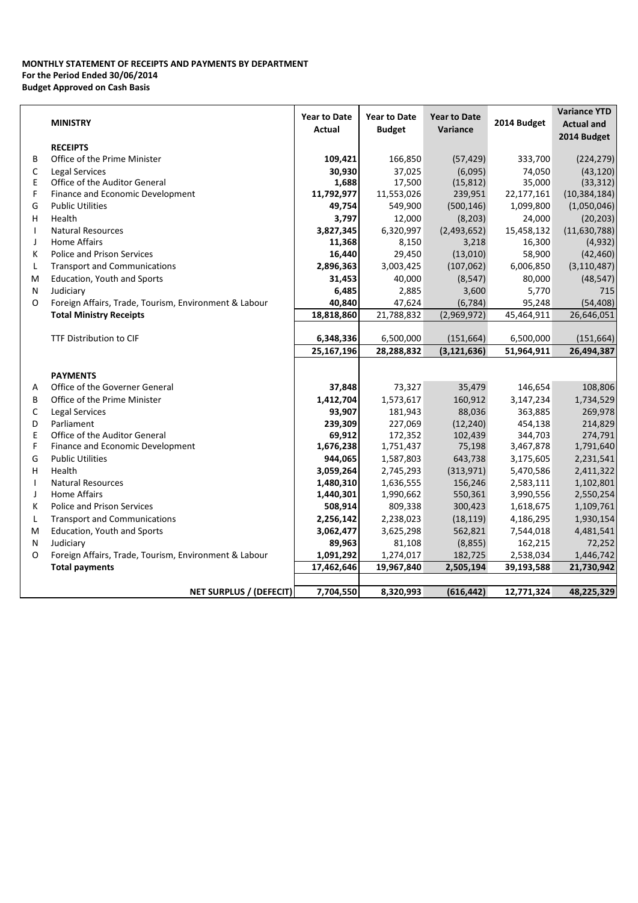**MONTHLY STATEMENT OF RECEIPTS AND PAYMENTS BY DEPARTMENT**
**For the Period Ended 30/06/2014**
**Budget Approved on Cash Basis**

| | MINISTRY | Year to Date Actual | Year to Date Budget | Year to Date Variance | 2014 Budget | Variance YTD Actual and 2014 Budget |
|---|---|---|---|---|---|---|
| | **RECEIPTS** | | | | | |
| B | Office of the Prime Minister | **109,421** | 166,850 | (57,429) | 333,700 | (224,279) |
| C | Legal Services | **30,930** | 37,025 | (6,095) | 74,050 | (43,120) |
| E | Office of the Auditor General | **1,688** | 17,500 | (15,812) | 35,000 | (33,312) |
| F | Finance and Economic Development | **11,792,977** | 11,553,026 | 239,951 | 22,177,161 | (10,384,184) |
| G | Public Utilities | **49,754** | 549,900 | (500,146) | 1,099,800 | (1,050,046) |
| H | Health | **3,797** | 12,000 | (8,203) | 24,000 | (20,203) |
| I | Natural Resources | **3,827,345** | 6,320,997 | (2,493,652) | 15,458,132 | (11,630,788) |
| J | Home Affairs | **11,368** | 8,150 | 3,218 | 16,300 | (4,932) |
| K | Police and Prison Services | **16,440** | 29,450 | (13,010) | 58,900 | (42,460) |
| L | Transport and Communications | **2,896,363** | 3,003,425 | (107,062) | 6,006,850 | (3,110,487) |
| M | Education, Youth and Sports | **31,453** | 40,000 | (8,547) | 80,000 | (48,547) |
| N | Judiciary | **6,485** | 2,885 | 3,600 | 5,770 | 715 |
| O | Foreign Affairs, Trade, Tourism, Environment & Labour | **40,840** | 47,624 | (6,784) | 95,248 | (54,408) |
| | **Total Ministry Receipts** | **18,818,860** | 21,788,832 | (2,969,972) | 45,464,911 | 26,646,051 |
| | | | | | | |
| | TTF Distribution to CIF | **6,348,336** | 6,500,000 | (151,664) | 6,500,000 | (151,664) |
| | | **25,167,196** | **28,288,832** | **(3,121,636)** | **51,964,911** | **26,494,387** |
| | | | | | | |
| | **PAYMENTS** | | | | | |
| A | Office of the Governer General | **37,848** | 73,327 | 35,479 | 146,654 | 108,806 |
| B | Office of the Prime Minister | **1,412,704** | 1,573,617 | 160,912 | 3,147,234 | 1,734,529 |
| C | Legal Services | **93,907** | 181,943 | 88,036 | 363,885 | 269,978 |
| D | Parliament | **239,309** | 227,069 | (12,240) | 454,138 | 214,829 |
| E | Office of the Auditor General | **69,912** | 172,352 | 102,439 | 344,703 | 274,791 |
| F | Finance and Economic Development | **1,676,238** | 1,751,437 | 75,198 | 3,467,878 | 1,791,640 |
| G | Public Utilities | **944,065** | 1,587,803 | 643,738 | 3,175,605 | 2,231,541 |
| H | Health | **3,059,264** | 2,745,293 | (313,971) | 5,470,586 | 2,411,322 |
| I | Natural Resources | **1,480,310** | 1,636,555 | 156,246 | 2,583,111 | 1,102,801 |
| J | Home Affairs | **1,440,301** | 1,990,662 | 550,361 | 3,990,556 | 2,550,254 |
| K | Police and Prison Services | **508,914** | 809,338 | 300,423 | 1,618,675 | 1,109,761 |
| L | Transport and Communications | **2,256,142** | 2,238,023 | (18,119) | 4,186,295 | 1,930,154 |
| M | Education, Youth and Sports | **3,062,477** | 3,625,298 | 562,821 | 7,544,018 | 4,481,541 |
| N | Judiciary | **89,963** | 81,108 | (8,855) | 162,215 | 72,252 |
| O | Foreign Affairs, Trade, Tourism, Environment & Labour | **1,091,292** | 1,274,017 | 182,725 | 2,538,034 | 1,446,742 |
| | **Total payments** | **17,462,646** | **19,967,840** | **2,505,194** | **39,193,588** | **21,730,942** |
| | | | | | | |
| | **NET SURPLUS / (DEFECIT)** | **7,704,550** | **8,320,993** | **(616,442)** | **12,771,324** | **48,225,329** |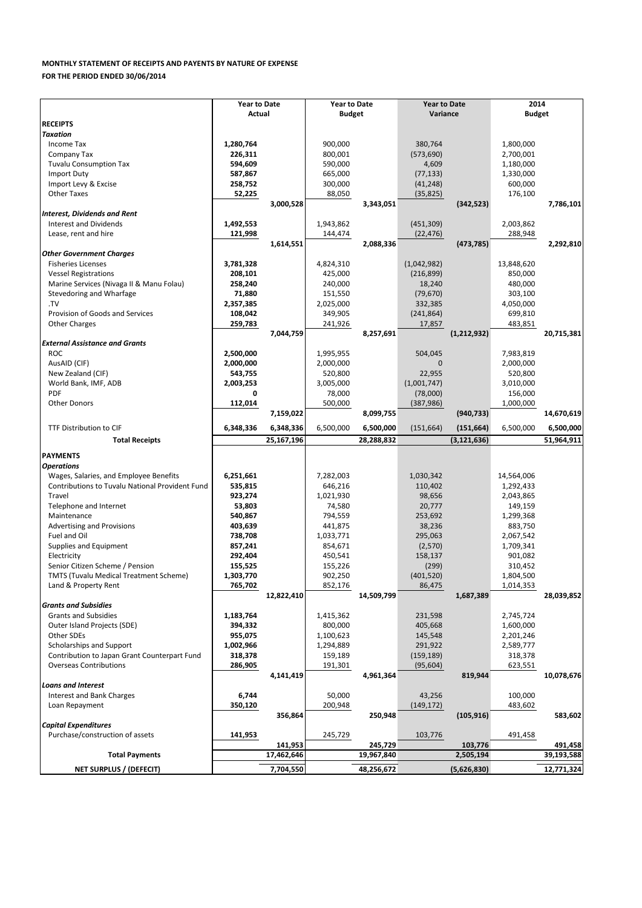**MONTHLY STATEMENT OF RECEIPTS AND PAYENTS BY NATURE OF EXPENSE**

**FOR THE PERIOD ENDED 30/06/2014**

| | Year to Date Actual | | Year to Date Budget | | Year to Date Variance | | 2014 Budget | |
|---|---|---|---|---|---|---|---|---|
| **RECEIPTS** | | | | | | | | |
| ***Taxation*** | | | | | | | | |
| Income Tax | **1,280,764** | | 900,000 | | 380,764 | | 1,800,000 | |
| Company Tax | **226,311** | | 800,001 | | (573,690) | | 2,700,001 | |
| Tuvalu Consumption Tax | **594,609** | | 590,000 | | 4,609 | | 1,180,000 | |
| Import Duty | **587,867** | | 665,000 | | (77,133) | | 1,330,000 | |
| Import Levy & Excise | **258,752** | | 300,000 | | (41,248) | | 600,000 | |
| Other Taxes | **52,225** | | 88,050 | | (35,825) | | 176,100 | |
| | | **3,000,528** | | **3,343,051** | | **(342,523)** | | **7,786,101** |
| ***Interest, Dividends and Rent*** | | | | | | | | |
| Interest and Dividends | **1,492,553** | | 1,943,862 | | (451,309) | | 2,003,862 | |
| Lease, rent and hire | **121,998** | | 144,474 | | (22,476) | | 288,948 | |
| | | **1,614,551** | | **2,088,336** | | **(473,785)** | | **2,292,810** |
| ***Other Government Charges*** | | | | | | | | |
| Fisheries Licenses | **3,781,328** | | 4,824,310 | | (1,042,982) | | 13,848,620 | |
| Vessel Registrations | **208,101** | | 425,000 | | (216,899) | | 850,000 | |
| Marine Services (Nivaga II & Manu Folau) | **258,240** | | 240,000 | | 18,240 | | 480,000 | |
| Stevedoring and Wharfage | **71,880** | | 151,550 | | (79,670) | | 303,100 | |
| .TV | **2,357,385** | | 2,025,000 | | 332,385 | | 4,050,000 | |
| Provision of Goods and Services | **108,042** | | 349,905 | | (241,864) | | 699,810 | |
| Other Charges | **259,783** | | 241,926 | | 17,857 | | 483,851 | |
| | | **7,044,759** | | **8,257,691** | | **(1,212,932)** | | **20,715,381** |
| ***External Assistance and Grants*** | | | | | | | | |
| ROC | **2,500,000** | | 1,995,955 | | 504,045 | | 7,983,819 | |
| AusAID (CIF) | **2,000,000** | | 2,000,000 | | 0 | | 2,000,000 | |
| New Zealand (CIF) | **543,755** | | 520,800 | | 22,955 | | 520,800 | |
| World Bank, IMF, ADB | **2,003,253** | | 3,005,000 | | (1,001,747) | | 3,010,000 | |
| PDF | **0** | | 78,000 | | (78,000) | | 156,000 | |
| Other Donors | **112,014** | | 500,000 | | (387,986) | | 1,000,000 | |
| | | **7,159,022** | | **8,099,755** | | **(940,733)** | | **14,670,619** |
| TTF Distribution to CIF | **6,348,336** | **6,348,336** | 6,500,000 | **6,500,000** | (151,664) | **(151,664)** | 6,500,000 | **6,500,000** |
| **Total Receipts** | | **25,167,196** | | **28,288,832** | | **(3,121,636)** | | **51,964,911** |
| **PAYMENTS** | | | | | | | | |
| ***Operations*** | | | | | | | | |
| Wages, Salaries, and Employee Benefits | **6,251,661** | | 7,282,003 | | 1,030,342 | | 14,564,006 | |
| Contributions to Tuvalu National Provident Fund | **535,815** | | 646,216 | | 110,402 | | 1,292,433 | |
| Travel | **923,274** | | 1,021,930 | | 98,656 | | 2,043,865 | |
| Telephone and Internet | **53,803** | | 74,580 | | 20,777 | | 149,159 | |
| Maintenance | **540,867** | | 794,559 | | 253,692 | | 1,299,368 | |
| Advertising and Provisions | **403,639** | | 441,875 | | 38,236 | | 883,750 | |
| Fuel and Oil | **738,708** | | 1,033,771 | | 295,063 | | 2,067,542 | |
| Supplies and Equipment | **857,241** | | 854,671 | | (2,570) | | 1,709,341 | |
| Electricity | **292,404** | | 450,541 | | 158,137 | | 901,082 | |
| Senior Citizen Scheme / Pension | **155,525** | | 155,226 | | (299) | | 310,452 | |
| TMTS (Tuvalu Medical Treatment Scheme) | **1,303,770** | | 902,250 | | (401,520) | | 1,804,500 | |
| Land & Property Rent | **765,702** | | 852,176 | | 86,475 | | 1,014,353 | |
| | | **12,822,410** | | **14,509,799** | | **1,687,389** | | **28,039,852** |
| ***Grants and Subsidies*** | | | | | | | | |
| Grants and Subsidies | **1,183,764** | | 1,415,362 | | 231,598 | | 2,745,724 | |
| Outer Island Projects (SDE) | **394,332** | | 800,000 | | 405,668 | | 1,600,000 | |
| Other SDEs | **955,075** | | 1,100,623 | | 145,548 | | 2,201,246 | |
| Scholarships and Support | **1,002,966** | | 1,294,889 | | 291,922 | | 2,589,777 | |
| Contribution to Japan Grant Counterpart Fund | **318,378** | | 159,189 | | (159,189) | | 318,378 | |
| Overseas Contributions | **286,905** | | 191,301 | | (95,604) | | 623,551 | |
| | | **4,141,419** | | **4,961,364** | | **819,944** | | **10,078,676** |
| ***Loans and Interest*** | | | | | | | | |
| Interest and Bank Charges | **6,744** | | 50,000 | | 43,256 | | 100,000 | |
| Loan Repayment | **350,120** | | 200,948 | | (149,172) | | 483,602 | |
| | | **356,864** | | **250,948** | | **(105,916)** | | **583,602** |
| ***Capital Expenditures*** | | | | | | | | |
| Purchase/construction of assets | **141,953** | | 245,729 | | 103,776 | | 491,458 | |
| | | **141,953** | | **245,729** | | **103,776** | | **491,458** |
| **Total Payments** | | **17,462,646** | | **19,967,840** | | **2,505,194** | | **39,193,588** |
| **NET SURPLUS / (DEFECIT)** | | **7,704,550** | | **48,256,672** | | **(5,626,830)** | | **12,771,324** |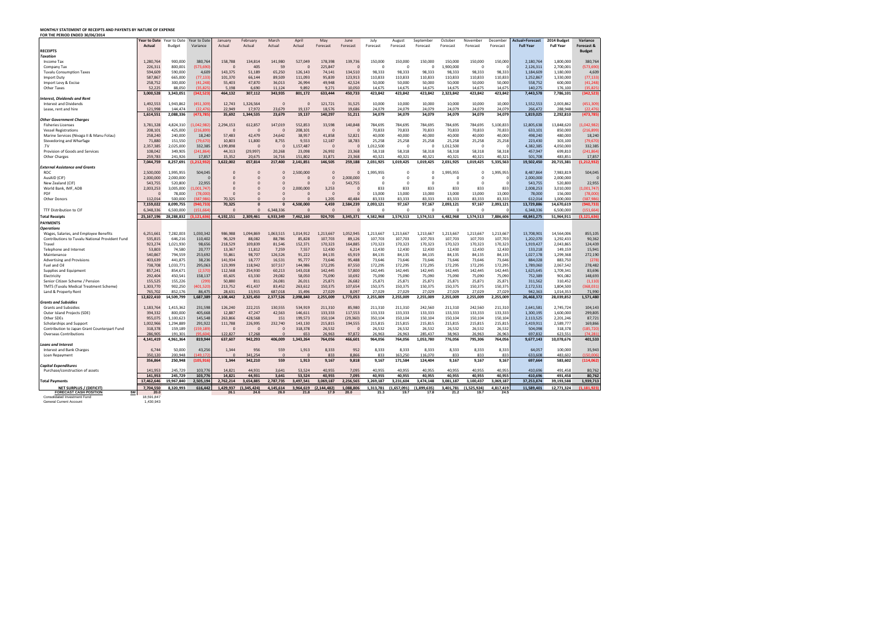# MONTHLY STATEMENT OF RECEIPTS AND PAYENTS BY NATURE OF EXPENSE

**FOR THE PERIOD ENDED 30/06/2014**

| | Year to Date Actual | Year to Date Budget | Year to Date Variance | January Actual | February Actual | March Actual | April Actual | May Forecast | June Forecast | July Forecast | August Forecast | September Forecast | October Forecast | November Forecast | December Forecast | Actual+Forecast Full Year | 2014 Budget Full Year | Variance Forecast & Budget |
|---|---|---|---|---|---|---|---|---|---|---|---|---|---|---|---|---|---|---|
| **RECEIPTS** | | | | | | | | | | | | | | | | | | |
| ***Taxation*** | | | | | | | | | | | | | | | | | | |
| Income Tax | 1,280,764 | 900,000 | 380,764 | 158,788 | 134,814 | 141,980 | 527,049 | 178,398 | 139,736 | 150,000 | 150,000 | 150,000 | 150,000 | 150,000 | 150,000 | 2,180,764 | 1,800,000 | 380,764 |
| Company Tax | 226,311 | 800,001 | (573,690) | 0 | 405 | 59 | 0 | 225,847 | 0 | 0 | 0 | 0 | 1,900,000 | 0 | 0 | 2,126,311 | 2,700,001 | (573,690) |
| Tuvalu Consumption Taxes | 594,609 | 590,000 | 4,609 | 143,375 | 51,189 | 65,250 | 126,143 | 74,141 | 134,510 | 98,333 | 98,333 | 98,333 | 98,333 | 98,333 | 98,333 | 1,184,609 | 1,180,000 | 4,609 |
| Import Duty | 587,867 | 665,000 | (77,133) | 101,370 | 66,144 | 89,509 | 111,093 | 95,839 | 123,913 | 110,833 | 110,833 | 110,833 | 110,833 | 110,833 | 110,833 | 1,252,867 | 1,330,000 | (77,133) |
| Import Levy & Excise | 258,752 | 300,000 | (41,248) | 55,403 | 47,870 | 36,013 | 26,994 | 49,948 | 42,524 | 50,000 | 50,000 | 50,000 | 50,000 | 50,000 | 50,000 | 558,752 | 600,000 | (41,248) |
| Other Taxes | 52,225 | 88,050 | (35,825) | 5,198 | 6,690 | 11,124 | 9,892 | 9,271 | 10,050 | 14,675 | 14,675 | 14,675 | 14,675 | 14,675 | 14,675 | 140,275 | 176,100 | (35,825) |
| | **3,000,528** | **3,343,051** | **(342,523)** | **464,132** | **307,112** | **343,935** | **801,172** | **633,444** | **450,733** | **423,842** | **423,842** | **423,842** | **2,323,842** | **423,842** | **423,842** | **7,443,578** | **7,786,101** | **(342,523)** |
| ***Interest, Dividends and Rent*** | | | | | | | | | | | | | | | | | | |
| Interest and Dividends | 1,492,553 | 1,943,862 | (451,309) | 12,743 | 1,326,564 | 0 | 0 | 121,721 | 31,525 | 10,000 | 10,000 | 10,000 | 10,000 | 10,000 | 10,000 | 1,552,553 | 2,003,862 | (451,309) |
| Lease, rent and hire | 121,998 | 144,474 | (22,476) | 22,949 | 17,972 | 23,679 | 19,137 | 18,576 | 19,686 | 24,079 | 24,079 | 24,079 | 24,079 | 24,079 | 24,079 | 266,472 | 288,948 | (22,476) |
| | **1,614,551** | **2,088,336** | **(473,785)** | **35,692** | **1,344,535** | **23,679** | **19,137** | **140,297** | **51,211** | **34,079** | **34,079** | **34,079** | **34,079** | **34,079** | **34,079** | **1,819,025** | **2,292,810** | **(473,785)** |
| ***Other Government Charges*** | | | | | | | | | | | | | | | | | | |
| Fisheries Licenses | 3,781,328 | 4,824,310 | (1,042,982) | 2,294,153 | 612,857 | 147,019 | 552,853 | 33,598 | 140,848 | 784,695 | 784,695 | 784,695 | 784,695 | 784,695 | 5,100,833 | 12,805,638 | 13,848,620 | (1,042,982) |
| Vessel Registrations | 208,101 | 425,000 | (216,899) | 0 | 0 | 0 | 208,101 | 0 | 0 | 70,833 | 70,833 | 70,833 | 70,833 | 70,833 | 70,833 | 633,101 | 850,000 | (216,899) |
| Marine Services (Nivaga II & Manu Folau) | 258,240 | 240,000 | 18,240 | 57,483 | 42,479 | 24,642 | 38,957 | 41,858 | 52,821 | 40,000 | 40,000 | 40,000 | 40,000 | 40,000 | 40,000 | 498,240 | 480,000 | 18,240 |
| Stevedoring and Wharfage | 71,880 | 151,550 | (79,670) | 10,803 | 11,800 | 8,755 | 9,553 | 12,187 | 18,783 | 25,258 | 25,258 | 25,258 | 25,258 | 25,258 | 25,258 | 223,430 | 303,100 | (79,670) |
| .TV | 2,357,385 | 2,025,000 | 332,385 | 1,199,898 | 0 | 0 | 1,157,487 | 0 | 0 | 1,012,500 | 0 | 0 | 1,012,500 | 0 | 0 | 4,382,385 | 4,050,000 | 332,385 |
| Provision of Goods and Services | 108,042 | 349,905 | (241,864) | 44,313 | (29,997) | 20,268 | 23,098 | 26,992 | 23,368 | 58,318 | 58,318 | 58,318 | 58,318 | 58,318 | 58,318 | 457,947 | 699,810 | (241,864) |
| Other Charges | 259,783 | 241,926 | 17,857 | 15,352 | 20,675 | 16,716 | 151,802 | 31,871 | 23,368 | 40,321 | 40,321 | 40,321 | 40,321 | 40,321 | 40,321 | 501,708 | 483,851 | 17,857 |
| | **7,044,759** | **8,257,691** | **(1,212,932)** | **3,622,002** | **657,814** | **217,400** | **2,141,851** | **146,505** | **259,188** | **2,031,925** | **1,019,425** | **1,019,425** | **2,031,925** | **1,019,425** | **5,335,563** | **19,502,450** | **20,715,381** | **(1,212,932)** |
| ***External Assistance and Grants*** | | | | | | | | | | | | | | | | | | |
| ROC | 2,500,000 | 1,995,955 | 504,045 | 0 | 0 | 0 | 2,500,000 | 0 | 0 | 1,995,955 | 0 | 0 | 1,995,955 | 0 | 1,995,955 | 8,487,864 | 7,983,819 | 504,045 |
| AusAID (CIF) | 2,000,000 | 2,000,000 | 0 | 0 | 0 | 0 | 0 | 0 | 2,000,000 | 0 | 0 | 0 | 0 | 0 | 0 | 2,000,000 | 2,000,000 | 0 |
| New Zealand (CIF) | 543,755 | 520,800 | 22,955 | 0 | 0 | 0 | 0 | 0 | 543,755 | 0 | 0 | 0 | 0 | 0 | 0 | 543,755 | 520,800 | 22,955 |
| World Bank, IMF, ADB | 2,003,253 | 3,005,000 | (1,001,747) | 0 | 0 | 0 | 2,000,000 | 3,253 | 0 | 833 | 833 | 833 | 833 | 833 | 833 | 2,008,253 | 3,010,000 | (1,001,747) |
| PDF | 0 | 78,000 | (78,000) | 0 | 0 | 0 | 0 | 0 | 0 | 13,000 | 13,000 | 13,000 | 13,000 | 13,000 | 13,000 | 78,000 | 156,000 | (78,000) |
| Other Donors | 112,014 | 500,000 | (387,986) | 70,325 | 0 | 0 | 0 | 1,205 | 40,484 | 83,333 | 83,333 | 83,333 | 83,333 | 83,333 | 83,333 | 612,014 | 1,000,000 | (387,986) |
| | **7,159,022** | **8,099,755** | **(940,733)** | **70,325** | **0** | **0** | **4,500,000** | **4,459** | **2,584,239** | **2,093,121** | **97,167** | **97,167** | **2,093,121** | **97,167** | **2,093,121** | **13,729,886** | **14,670,619** | **(940,733)** |
| TTF Distribution to CIF | 6,348,336 | 6,500,000 | (151,664) | 0 | 0 | 6,348,336 | 0 | 0 | 0 | 0 | 0 | 0 | 0 | 0 | 0 | 6,348,336 | 6,500,000 | (151,664) |
| **Total Receipts** | **25,167,196** | **28,288,832** | **(3,121,636)** | **4,192,151** | **2,309,461** | **6,933,349** | **7,462,160** | **924,705** | **3,345,371** | **4,582,968** | **1,574,513** | **1,574,513** | **6,482,968** | **1,574,513** | **7,886,606** | **48,843,275** | **51,964,911** | **(3,121,636)** |
| **PAYMENTS** | | | | | | | | | | | | | | | | | | |
| ***Operations*** | | | | | | | | | | | | | | | | | | |
| Wages, Salaries, and Employee Benefits | 6,251,661 | 7,282,003 | 1,030,342 | 986,988 | 1,094,869 | 1,063,515 | 1,014,912 | 1,213,667 | 1,052,945 | 1,213,667 | 1,213,667 | 1,213,667 | 1,213,667 | 1,213,667 | 1,213,667 | 13,708,901 | 14,564,006 | 855,105 |
| Contributions to Tuvalu National Provident Fund | 535,815 | 646,216 | 110,402 | 96,329 | 88,082 | 88,786 | 85,828 | 107,703 | 89,126 | 107,703 | 107,703 | 107,703 | 107,703 | 107,703 | 107,703 | 1,202,070 | 1,292,433 | 90,362 |
| Travel | 923,274 | 1,021,930 | 98,656 | 218,529 | 109,839 | 81,546 | 152,371 | 170,323 | 164,885 | 170,323 | 170,323 | 170,323 | 170,323 | 170,323 | 170,323 | 1,919,427 | 2,043,865 | 124,439 |
| Telephone and Internet | 53,803 | 74,580 | 20,777 | 13,367 | 11,812 | 7,259 | 7,557 | 12,430 | 6,214 | 12,430 | 12,430 | 12,430 | 12,430 | 12,430 | 12,430 | 133,218 | 149,159 | 15,941 |
| Maintenance | 540,867 | 794,559 | 253,692 | 55,861 | 98,707 | 126,526 | 91,222 | 84,135 | 65,919 | 84,135 | 84,135 | 84,135 | 84,135 | 84,135 | 84,135 | 1,027,178 | 1,299,368 | 272,190 |
| Advertising and Provisions | 403,639 | 441,875 | 38,236 | 141,934 | 18,777 | 16,531 | 95,777 | 73,646 | 95,488 | 73,646 | 73,646 | 73,646 | 73,646 | 73,646 | 73,646 | 884,028 | 883,750 | (278) |
| Fuel and Oil | 738,708 | 1,033,771 | 295,063 | 123,999 | 118,942 | 107,517 | 144,986 | 172,295 | 87,550 | 172,295 | 172,295 | 172,295 | 172,295 | 172,295 | 172,295 | 1,789,060 | 2,067,542 | 278,482 |
| Supplies and Equipment | 857,241 | 854,671 | (2,570) | 112,568 | 254,930 | 60,213 | 143,018 | 142,445 | 57,800 | 142,445 | 142,445 | 142,445 | 142,445 | 142,445 | 142,445 | 1,625,645 | 1,709,341 | 83,696 |
| Electricity | 292,404 | 450,541 | 158,137 | 65,605 | 63,330 | 29,082 | 58,050 | 75,090 | 10,692 | 75,090 | 75,090 | 75,090 | 75,090 | 75,090 | 75,090 | 752,389 | 901,082 | 148,693 |
| Senior Citizen Scheme / Pension | 155,525 | 155,226 | (299) | 50,880 | 811 | 26,081 | 26,011 | 25,871 | 26,682 | 25,871 | 25,871 | 25,871 | 25,871 | 25,871 | 25,871 | 311,562 | 310,452 | (1,110) |
| TMTS (Tuvalu Medical Treatment Scheme) | 1,303,770 | 902,250 | (401,520) | 213,752 | 451,437 | 83,452 | 263,612 | 150,375 | 107,654 | 150,375 | 150,375 | 150,375 | 150,375 | 150,375 | 150,375 | 2,172,531 | 1,804,500 | (368,031) |
| Land & Property Rent | 765,702 | 852,176 | 86,475 | 28,631 | 13,915 | 687,018 | 15,496 | 27,029 | 8,097 | 27,029 | 27,029 | 27,029 | 27,029 | 27,029 | 27,029 | 942,363 | 1,014,353 | 71,990 |
| | **12,822,410** | **14,509,799** | **1,687,389** | **2,108,442** | **2,325,450** | **2,377,526** | **2,098,840** | **2,255,009** | **1,773,053** | **2,255,009** | **2,255,009** | **2,255,009** | **2,255,009** | **2,255,009** | **2,255,009** | **26,468,372** | **28,039,852** | **1,571,480** |
| ***Grants and Subsidies*** | | | | | | | | | | | | | | | | | | |
| Grants and Subsidies | 1,183,764 | 1,415,362 | 231,598 | 126,240 | 222,215 | 130,555 | 534,919 | 211,310 | 85,980 | 211,310 | 211,310 | 242,560 | 211,310 | 242,560 | 211,310 | 2,641,581 | 2,745,724 | 104,143 |
| Outer Island Projects (SDE) | 394,332 | 800,000 | 405,668 | 12,887 | 47,247 | 42,563 | 146,611 | 133,333 | 117,553 | 133,333 | 133,333 | 133,333 | 133,333 | 133,333 | 133,333 | 1,300,195 | 1,600,000 | 299,805 |
| Other SDEs | 955,075 | 1,100,623 | 145,548 | 263,866 | 428,568 | 151 | 199,573 | 150,104 | (29,360) | 350,104 | 150,104 | 150,104 | 150,104 | 150,104 | 150,104 | 2,113,525 | 2,201,246 | 87,721 |
| Scholarships and Support | 1,002,966 | 1,294,889 | 291,922 | 111,788 | 226,995 | 232,740 | 143,130 | 215,815 | 194,555 | 215,815 | 215,815 | 215,815 | 215,815 | 215,815 | 215,815 | 2,419,911 | 2,589,777 | 169,866 |
| Contribution to Japan Grant Counterpart Fund | 318,378 | 159,189 | (159,189) | 0 | 0 | 0 | 318,378 | 26,532 | 0 | 26,532 | 26,532 | 26,532 | 26,532 | 26,532 | 26,532 | 504,098 | 318,378 | (185,720) |
| Overseas Contributions | 286,905 | 191,301 | (95,604) | 122,827 | 17,268 | 0 | 653 | 26,963 | 97,872 | 26,963 | 26,963 | 285,437 | 38,963 | 26,963 | 26,963 | 697,832 | 623,551 | (74,281) |
| | **4,141,419** | **4,961,364** | **819,944** | **637,607** | **942,293** | **406,009** | **1,343,264** | **764,056** | **466,601** | **964,056** | **764,056** | **1,053,780** | **776,056** | **795,306** | **764,056** | **9,677,143** | **10,078,676** | **401,533** |
| ***Loans and Interest*** | | | | | | | | | | | | | | | | | | |
| Interest and Bank Charges | 6,744 | 50,000 | 43,256 | 1,344 | 956 | 559 | 1,913 | 8,333 | 952 | 8,333 | 8,333 | 8,333 | 8,333 | 8,333 | 8,333 | 64,057 | 100,000 | 35,943 |
| Loan Repayment | 350,120 | 200,948 | (149,172) | 0 | 341,254 | 0 | 0 | 833 | 8,866 | 833 | 163,250 | 116,070 | 833 | 833 | 833 | 633,608 | 483,602 | (150,006) |
| | **356,864** | **250,948** | **(105,916)** | **1,344** | **342,210** | **559** | **1,913** | **9,167** | **9,818** | **9,167** | **171,584** | **124,404** | **9,167** | **9,167** | **9,167** | **697,664** | **583,602** | **(114,062)** |
| ***Capital Expenditures*** | | | | | | | | | | | | | | | | | | |
| Purchase/construction of assets | 141,953 | 245,729 | 103,776 | 14,821 | 44,931 | 3,641 | 53,524 | 40,955 | 7,095 | 40,955 | 40,955 | 40,955 | 40,955 | 40,955 | 40,955 | 410,696 | 491,458 | 80,762 |
| | **141,953** | **245,729** | **103,776** | **14,821** | **44,931** | **3,641** | **53,524** | **40,955** | **7,095** | **40,955** | **40,955** | **40,955** | **40,955** | **40,955** | **40,955** | **410,696** | **491,458** | **80,762** |
| **Total Payments** | **17,462,646** | **19,967,840** | **2,505,194** | **2,762,214** | **3,654,885** | **2,787,735** | **3,497,541** | **3,069,187** | **2,256,565** | **3,269,187** | **3,231,604** | **3,474,148** | **3,081,187** | **3,100,437** | **3,069,187** | **37,253,874** | **39,193,588** | **1,939,713** |
| **NET SURPLUS / (DEFICIT)** | **7,704,550** | **8,320,993** | **616,442** | **1,429,937** | **(1,345,424)** | **4,145,614** | **3,964,619** | **(2,144,482)** | **1,088,806** | **1,313,781** | **(1,657,091)** | **(1,899,635)** | **3,401,781** | **(1,525,924)** | **4,817,419** | **11,589,401** | **12,771,324** | **(1,181,923)** |
| **FORECAST CASH POSITION $M** | **20.0** | | | **26.1** | **24.8** | **26.0** | **21.8** | **17.9** | **20.0** | **21.3** | **19.7** | **17.8** | **21.2** | **19.7** | **24.5** | | | |
| Consolidated Investment Fund | 18,591,847 | | | | | | | | | | | | | | | | | |
| General Current Account | 1,430,943 | | | | | | | | | | | | | | | | | |